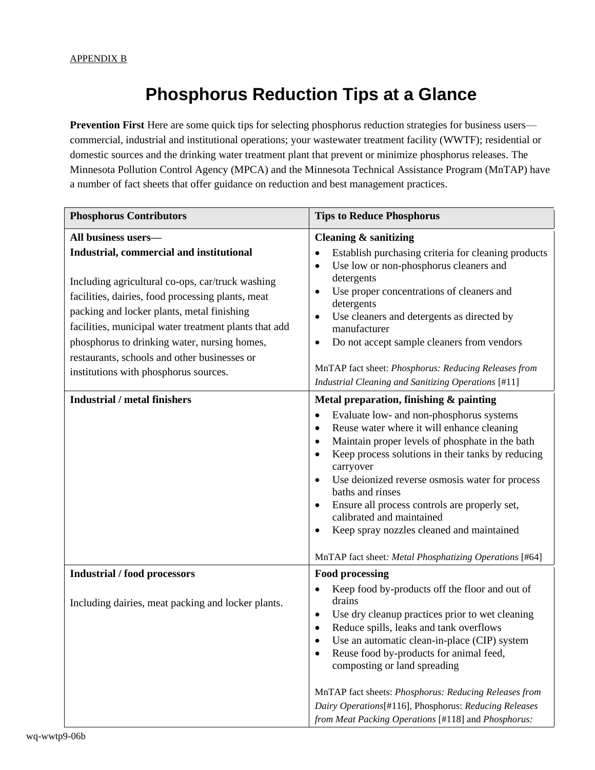APPENDIX B

# Phosphorus Reduction Tips at a Glance

**Prevention First** Here are some quick tips for selecting phosphorus reduction strategies for business users—commercial, industrial and institutional operations; your wastewater treatment facility (WWTF); residential or domestic sources and the drinking water treatment plant that prevent or minimize phosphorus releases. The Minnesota Pollution Control Agency (MPCA) and the Minnesota Technical Assistance Program (MnTAP) have a number of fact sheets that offer guidance on reduction and best management practices.

| Phosphorus Contributors | Tips to Reduce Phosphorus |
|---|---|
| **All business users— Industrial, commercial and institutional**<br><br>Including agricultural co-ops, car/truck washing facilities, dairies, food processing plants, meat packing and locker plants, metal finishing facilities, municipal water treatment plants that add phosphorus to drinking water, nursing homes, restaurants, schools and other businesses or institutions with phosphorus sources. | **Cleaning & sanitizing**<br>• Establish purchasing criteria for cleaning products<br>• Use low or non-phosphorus cleaners and detergents<br>• Use proper concentrations of cleaners and detergents<br>• Use cleaners and detergents as directed by manufacturer<br>• Do not accept sample cleaners from vendors<br><br>MnTAP fact sheet: *Phosphorus: Reducing Releases from Industrial Cleaning and Sanitizing Operations* [#11] |
| **Industrial / metal finishers** | **Metal preparation, finishing & painting**<br>• Evaluate low- and non-phosphorus systems<br>• Reuse water where it will enhance cleaning<br>• Maintain proper levels of phosphate in the bath<br>• Keep process solutions in their tanks by reducing carryover<br>• Use deionized reverse osmosis water for process baths and rinses<br>• Ensure all process controls are properly set, calibrated and maintained<br>• Keep spray nozzles cleaned and maintained<br><br>MnTAP fact sheet: *Metal Phosphatizing Operations* [#64] |
| **Industrial / food processors**<br><br>Including dairies, meat packing and locker plants. | **Food processing**<br>• Keep food by-products off the floor and out of drains<br>• Use dry cleanup practices prior to wet cleaning<br>• Reduce spills, leaks and tank overflows<br>• Use an automatic clean-in-place (CIP) system<br>• Reuse food by-products for animal feed, composting or land spreading<br><br>MnTAP fact sheets: *Phosphorus: Reducing Releases from Dairy Operations*[#116], Phosphorus: *Reducing Releases from Meat Packing Operations* [#118] and *Phosphorus:* |

wq-wwtp9-06b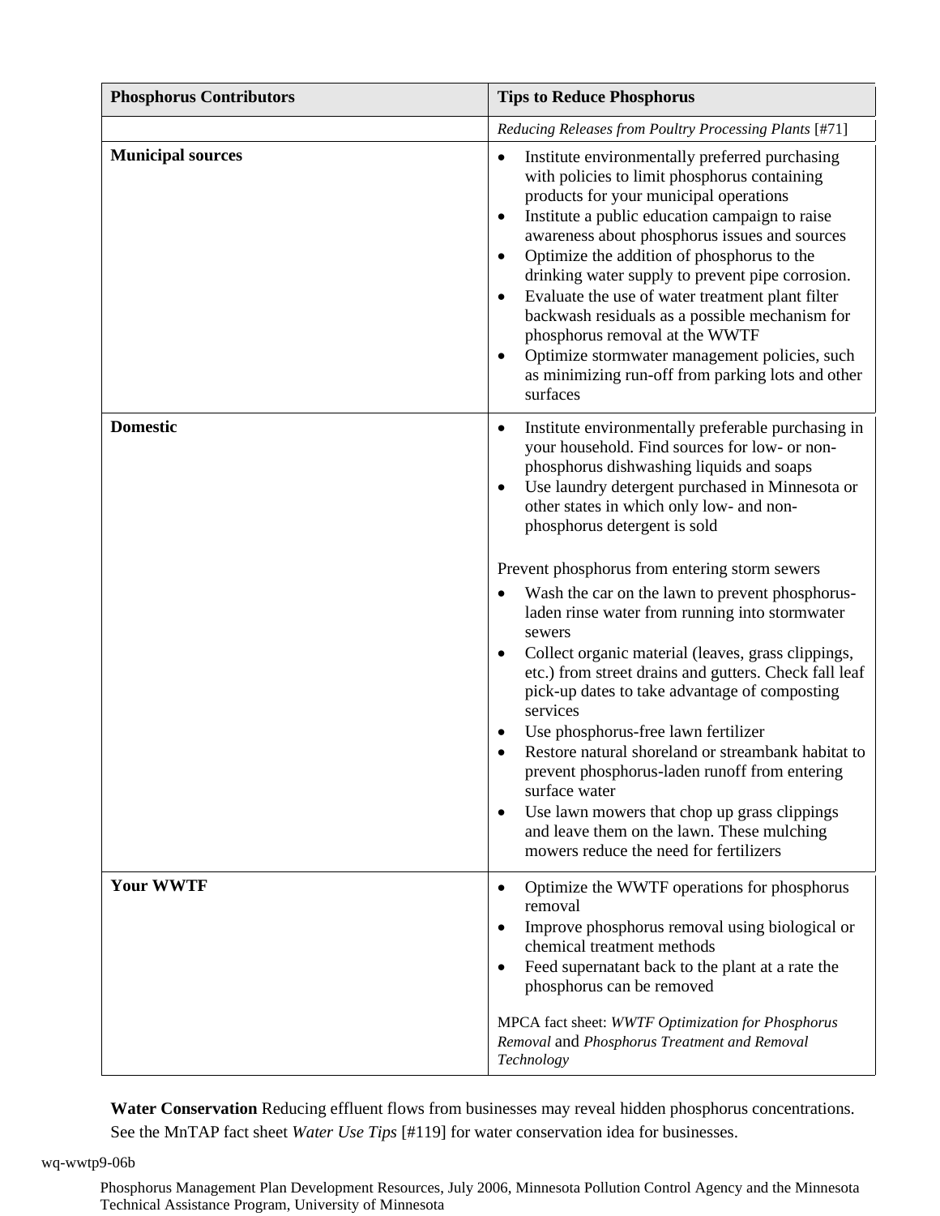| Phosphorus Contributors | Tips to Reduce Phosphorus |
|---|---|
| | *Reducing Releases from Poultry Processing Plants* [#71] |
| **Municipal sources** | • Institute environmentally preferred purchasing with policies to limit phosphorus containing products for your municipal operations<br>• Institute a public education campaign to raise awareness about phosphorus issues and sources<br>• Optimize the addition of phosphorus to the drinking water supply to prevent pipe corrosion.<br>• Evaluate the use of water treatment plant filter backwash residuals as a possible mechanism for phosphorus removal at the WWTF<br>• Optimize stormwater management policies, such as minimizing run-off from parking lots and other surfaces |
| **Domestic** | • Institute environmentally preferable purchasing in your household. Find sources for low- or non-phosphorus dishwashing liquids and soaps<br>• Use laundry detergent purchased in Minnesota or other states in which only low- and non-phosphorus detergent is sold<br><br>Prevent phosphorus from entering storm sewers<br>• Wash the car on the lawn to prevent phosphorus-laden rinse water from running into stormwater sewers<br>• Collect organic material (leaves, grass clippings, etc.) from street drains and gutters. Check fall leaf pick-up dates to take advantage of composting services<br>• Use phosphorus-free lawn fertilizer<br>• Restore natural shoreland or streambank habitat to prevent phosphorus-laden runoff from entering surface water<br>• Use lawn mowers that chop up grass clippings and leave them on the lawn. These mulching mowers reduce the need for fertilizers |
| **Your WWTF** | • Optimize the WWTF operations for phosphorus removal<br>• Improve phosphorus removal using biological or chemical treatment methods<br>• Feed supernatant back to the plant at a rate the phosphorus can be removed<br><br>MPCA fact sheet: *WWTF Optimization for Phosphorus Removal* and *Phosphorus Treatment and Removal Technology* |

**Water Conservation** Reducing effluent flows from businesses may reveal hidden phosphorus concentrations. See the MnTAP fact sheet *Water Use Tips* [#119] for water conservation idea for businesses.

wq-wwtp9-06b

Phosphorus Management Plan Development Resources, July 2006, Minnesota Pollution Control Agency and the Minnesota Technical Assistance Program, University of Minnesota